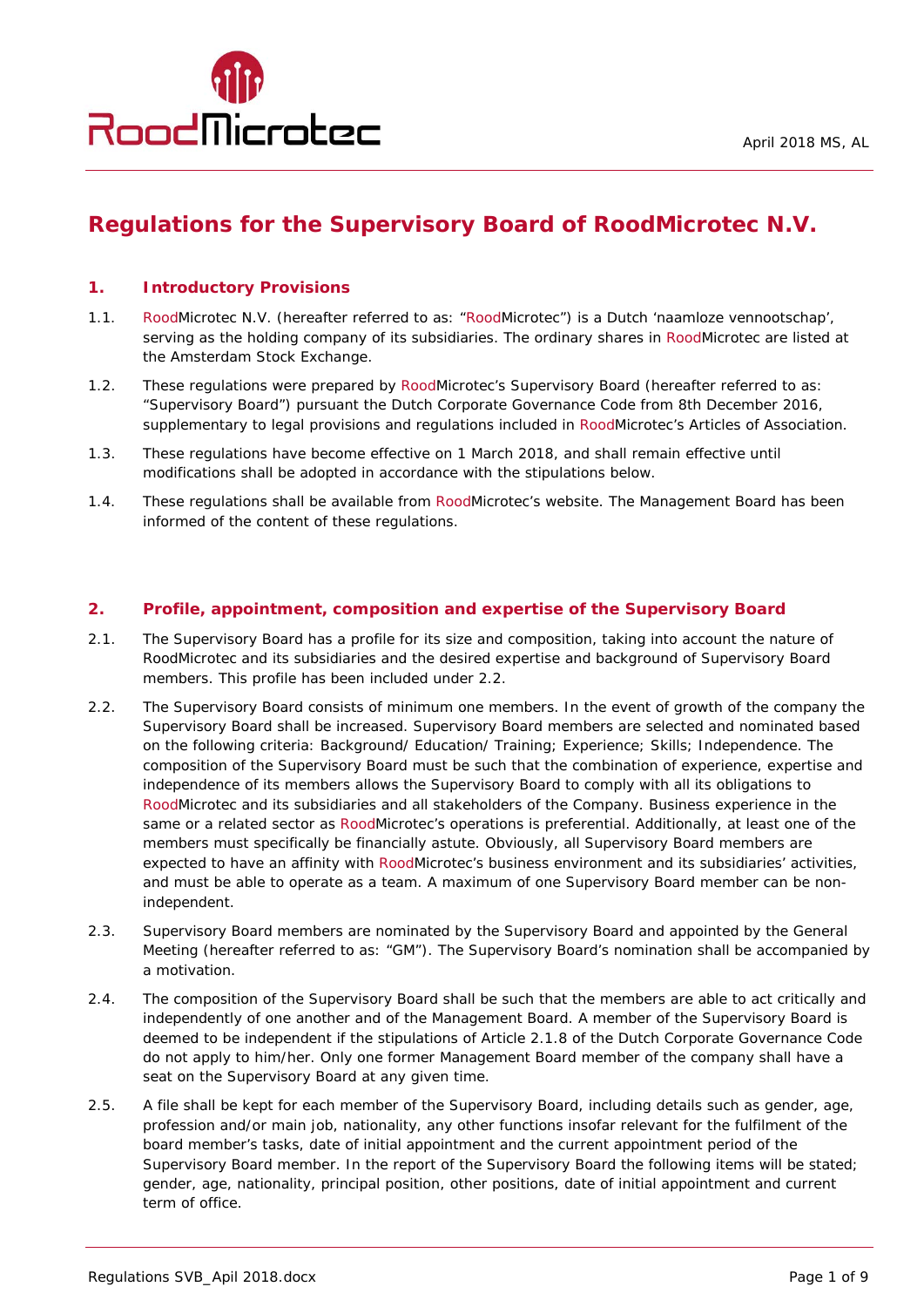April 2018 MS, AL

# Regulations for the Supervisory Board of RoodMicrotec N.V.

## 1. Introductory Provisions

1.1. RoodMicrotec N.V. (hereafter referred to as: "RoodMicrotec") is a Dutch 'naamloze vennootschap', serving as the holding company of its subsidiaries. The ordinary shares in RoodMicrotec are listed at the Amsterdam Stock Exchange.

1.2. These regulations were prepared by RoodMicrotec's Supervisory Board (hereafter referred to as: "Supervisory Board") pursuant the Dutch Corporate Governance Code from 8th December 2016, supplementary to legal provisions and regulations included in RoodMicrotec's Articles of Association.

1.3. These regulations have become effective on 1 March 2018, and shall remain effective until modifications shall be adopted in accordance with the stipulations below.

1.4. These regulations shall be available from RoodMicrotec's website. The Management Board has been informed of the content of these regulations.

## 2. Profile, appointment, composition and expertise of the Supervisory Board

2.1. The Supervisory Board has a profile for its size and composition, taking into account the nature of RoodMicrotec and its subsidiaries and the desired expertise and background of Supervisory Board members. This profile has been included under 2.2.

2.2. The Supervisory Board consists of minimum one members. In the event of growth of the company the Supervisory Board shall be increased. Supervisory Board members are selected and nominated based on the following criteria: Background/ Education/ Training; Experience; Skills; Independence. The composition of the Supervisory Board must be such that the combination of experience, expertise and independence of its members allows the Supervisory Board to comply with all its obligations to RoodMicrotec and its subsidiaries and all stakeholders of the Company. Business experience in the same or a related sector as RoodMicrotec's operations is preferential. Additionally, at least one of the members must specifically be financially astute. Obviously, all Supervisory Board members are expected to have an affinity with RoodMicrotec's business environment and its subsidiaries' activities, and must be able to operate as a team. A maximum of one Supervisory Board member can be non-independent.

2.3. Supervisory Board members are nominated by the Supervisory Board and appointed by the General Meeting (hereafter referred to as: "GM"). The Supervisory Board's nomination shall be accompanied by a motivation.

2.4. The composition of the Supervisory Board shall be such that the members are able to act critically and independently of one another and of the Management Board. A member of the Supervisory Board is deemed to be independent if the stipulations of Article 2.1.8 of the Dutch Corporate Governance Code do not apply to him/her. Only one former Management Board member of the company shall have a seat on the Supervisory Board at any given time.

2.5. A file shall be kept for each member of the Supervisory Board, including details such as gender, age, profession and/or main job, nationality, any other functions insofar relevant for the fulfilment of the board member's tasks, date of initial appointment and the current appointment period of the Supervisory Board member. In the report of the Supervisory Board the following items will be stated; gender, age, nationality, principal position, other positions, date of initial appointment and current term of office.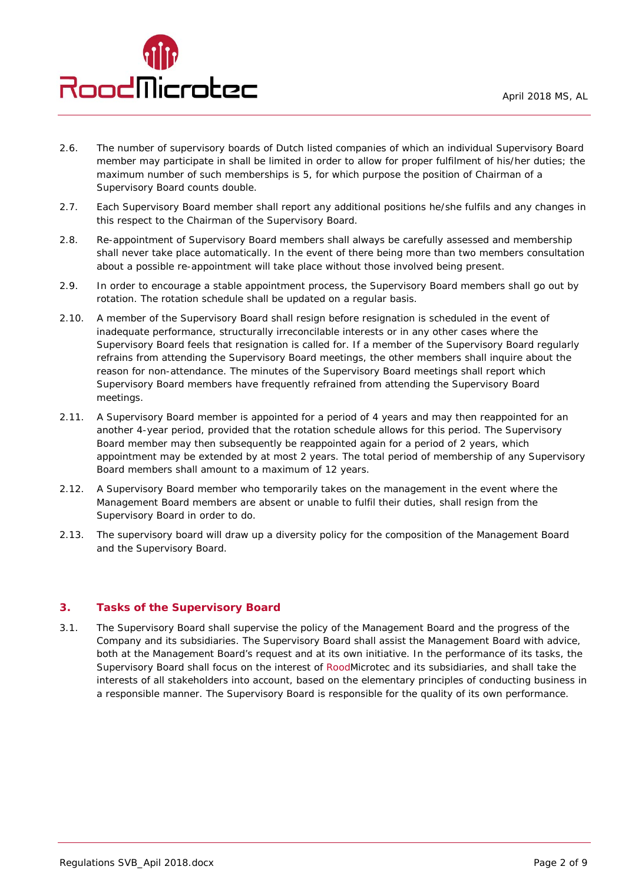2.6. The number of supervisory boards of Dutch listed companies of which an individual Supervisory Board member may participate in shall be limited in order to allow for proper fulfilment of his/her duties; the maximum number of such memberships is 5, for which purpose the position of Chairman of a Supervisory Board counts double.

2.7. Each Supervisory Board member shall report any additional positions he/she fulfils and any changes in this respect to the Chairman of the Supervisory Board.

2.8. Re-appointment of Supervisory Board members shall always be carefully assessed and membership shall never take place automatically. In the event of there being more than two members consultation about a possible re-appointment will take place without those involved being present.

2.9. In order to encourage a stable appointment process, the Supervisory Board members shall go out by rotation. The rotation schedule shall be updated on a regular basis.

2.10. A member of the Supervisory Board shall resign before resignation is scheduled in the event of inadequate performance, structurally irreconcilable interests or in any other cases where the Supervisory Board feels that resignation is called for. If a member of the Supervisory Board regularly refrains from attending the Supervisory Board meetings, the other members shall inquire about the reason for non-attendance. The minutes of the Supervisory Board meetings shall report which Supervisory Board members have frequently refrained from attending the Supervisory Board meetings.

2.11. A Supervisory Board member is appointed for a period of 4 years and may then reappointed for an another 4-year period, provided that the rotation schedule allows for this period. The Supervisory Board member may then subsequently be reappointed again for a period of 2 years, which appointment may be extended by at most 2 years. The total period of membership of any Supervisory Board members shall amount to a maximum of 12 years.

2.12. A Supervisory Board member who temporarily takes on the management in the event where the Management Board members are absent or unable to fulfil their duties, shall resign from the Supervisory Board in order to do.

2.13. The supervisory board will draw up a diversity policy for the composition of the Management Board and the Supervisory Board.

## 3. Tasks of the Supervisory Board

3.1. The Supervisory Board shall supervise the policy of the Management Board and the progress of the Company and its subsidiaries. The Supervisory Board shall assist the Management Board with advice, both at the Management Board's request and at its own initiative. In the performance of its tasks, the Supervisory Board shall focus on the interest of RoodMicrotec and its subsidiaries, and shall take the interests of all stakeholders into account, based on the elementary principles of conducting business in a responsible manner. The Supervisory Board is responsible for the quality of its own performance.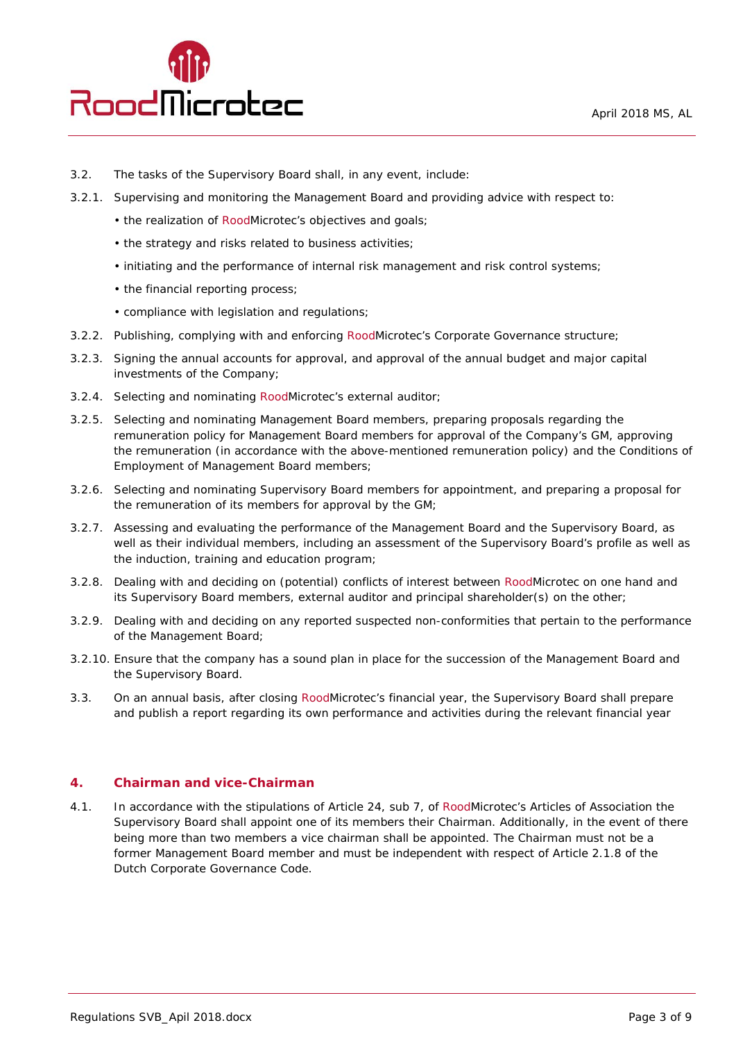3.2. The tasks of the Supervisory Board shall, in any event, include:

3.2.1. Supervising and monitoring the Management Board and providing advice with respect to:

- the realization of RoodMicrotec's objectives and goals;
- the strategy and risks related to business activities;
- initiating and the performance of internal risk management and risk control systems;
- the financial reporting process;
- compliance with legislation and regulations;

3.2.2. Publishing, complying with and enforcing RoodMicrotec's Corporate Governance structure;

3.2.3. Signing the annual accounts for approval, and approval of the annual budget and major capital investments of the Company;

3.2.4. Selecting and nominating RoodMicrotec's external auditor;

3.2.5. Selecting and nominating Management Board members, preparing proposals regarding the remuneration policy for Management Board members for approval of the Company's GM, approving the remuneration (in accordance with the above-mentioned remuneration policy) and the Conditions of Employment of Management Board members;

3.2.6. Selecting and nominating Supervisory Board members for appointment, and preparing a proposal for the remuneration of its members for approval by the GM;

3.2.7. Assessing and evaluating the performance of the Management Board and the Supervisory Board, as well as their individual members, including an assessment of the Supervisory Board's profile as well as the induction, training and education program;

3.2.8. Dealing with and deciding on (potential) conflicts of interest between RoodMicrotec on one hand and its Supervisory Board members, external auditor and principal shareholder(s) on the other;

3.2.9. Dealing with and deciding on any reported suspected non-conformities that pertain to the performance of the Management Board;

3.2.10. Ensure that the company has a sound plan in place for the succession of the Management Board and the Supervisory Board.

3.3. On an annual basis, after closing RoodMicrotec's financial year, the Supervisory Board shall prepare and publish a report regarding its own performance and activities during the relevant financial year

## 4. Chairman and vice-Chairman

4.1. In accordance with the stipulations of Article 24, sub 7, of RoodMicrotec's Articles of Association the Supervisory Board shall appoint one of its members their Chairman. Additionally, in the event of there being more than two members a vice chairman shall be appointed. The Chairman must not be a former Management Board member and must be independent with respect of Article 2.1.8 of the Dutch Corporate Governance Code.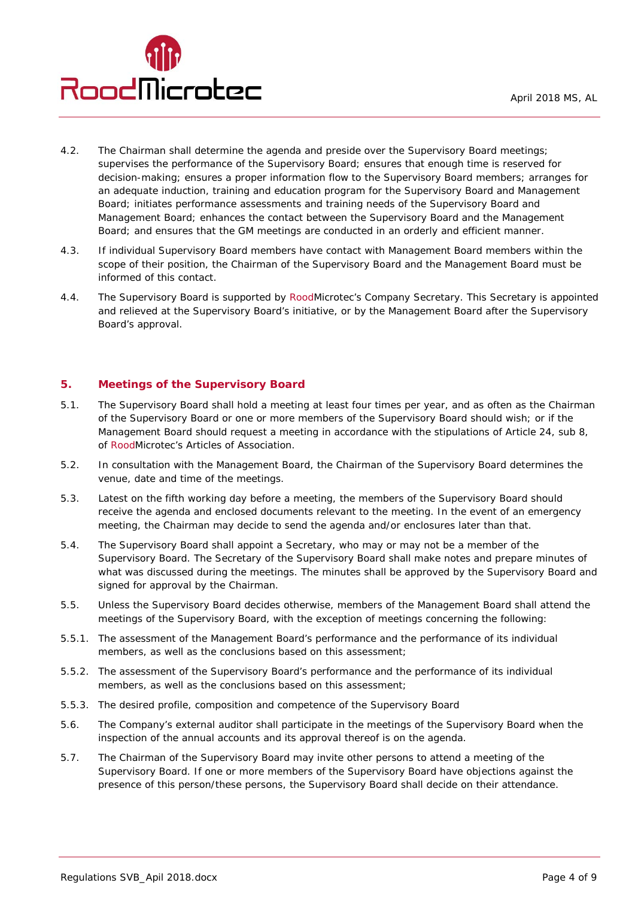4.2. The Chairman shall determine the agenda and preside over the Supervisory Board meetings; supervises the performance of the Supervisory Board; ensures that enough time is reserved for decision-making; ensures a proper information flow to the Supervisory Board members; arranges for an adequate induction, training and education program for the Supervisory Board and Management Board; initiates performance assessments and training needs of the Supervisory Board and Management Board; enhances the contact between the Supervisory Board and the Management Board; and ensures that the GM meetings are conducted in an orderly and efficient manner.

4.3. If individual Supervisory Board members have contact with Management Board members within the scope of their position, the Chairman of the Supervisory Board and the Management Board must be informed of this contact.

4.4. The Supervisory Board is supported by RoodMicrotec's Company Secretary. This Secretary is appointed and relieved at the Supervisory Board's initiative, or by the Management Board after the Supervisory Board's approval.

## 5. Meetings of the Supervisory Board

5.1. The Supervisory Board shall hold a meeting at least four times per year, and as often as the Chairman of the Supervisory Board or one or more members of the Supervisory Board should wish; or if the Management Board should request a meeting in accordance with the stipulations of Article 24, sub 8, of RoodMicrotec's Articles of Association.

5.2. In consultation with the Management Board, the Chairman of the Supervisory Board determines the venue, date and time of the meetings.

5.3. Latest on the fifth working day before a meeting, the members of the Supervisory Board should receive the agenda and enclosed documents relevant to the meeting. In the event of an emergency meeting, the Chairman may decide to send the agenda and/or enclosures later than that.

5.4. The Supervisory Board shall appoint a Secretary, who may or may not be a member of the Supervisory Board. The Secretary of the Supervisory Board shall make notes and prepare minutes of what was discussed during the meetings. The minutes shall be approved by the Supervisory Board and signed for approval by the Chairman.

5.5. Unless the Supervisory Board decides otherwise, members of the Management Board shall attend the meetings of the Supervisory Board, with the exception of meetings concerning the following:

5.5.1. The assessment of the Management Board's performance and the performance of its individual members, as well as the conclusions based on this assessment;

5.5.2. The assessment of the Supervisory Board's performance and the performance of its individual members, as well as the conclusions based on this assessment;

5.5.3. The desired profile, composition and competence of the Supervisory Board

5.6. The Company's external auditor shall participate in the meetings of the Supervisory Board when the inspection of the annual accounts and its approval thereof is on the agenda.

5.7. The Chairman of the Supervisory Board may invite other persons to attend a meeting of the Supervisory Board. If one or more members of the Supervisory Board have objections against the presence of this person/these persons, the Supervisory Board shall decide on their attendance.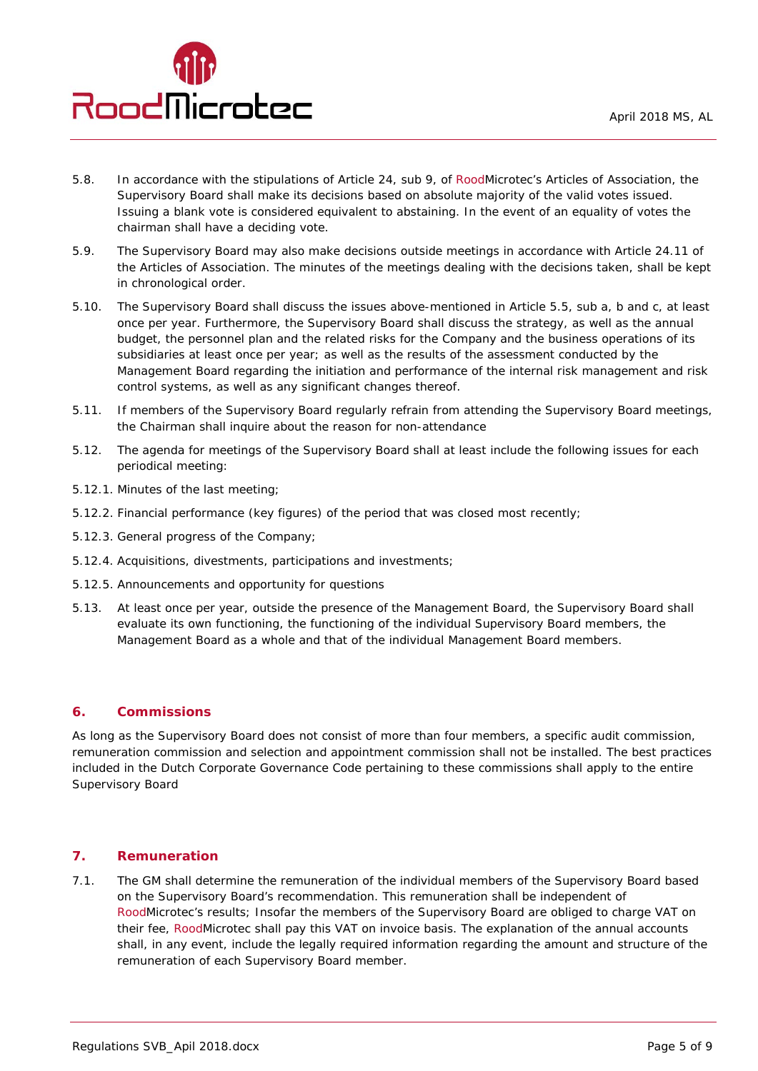5.8. In accordance with the stipulations of Article 24, sub 9, of RoodMicrotec's Articles of Association, the Supervisory Board shall make its decisions based on absolute majority of the valid votes issued. Issuing a blank vote is considered equivalent to abstaining. In the event of an equality of votes the chairman shall have a deciding vote.

5.9. The Supervisory Board may also make decisions outside meetings in accordance with Article 24.11 of the Articles of Association. The minutes of the meetings dealing with the decisions taken, shall be kept in chronological order.

5.10. The Supervisory Board shall discuss the issues above-mentioned in Article 5.5, sub a, b and c, at least once per year. Furthermore, the Supervisory Board shall discuss the strategy, as well as the annual budget, the personnel plan and the related risks for the Company and the business operations of its subsidiaries at least once per year; as well as the results of the assessment conducted by the Management Board regarding the initiation and performance of the internal risk management and risk control systems, as well as any significant changes thereof.

5.11. If members of the Supervisory Board regularly refrain from attending the Supervisory Board meetings, the Chairman shall inquire about the reason for non-attendance

5.12. The agenda for meetings of the Supervisory Board shall at least include the following issues for each periodical meeting:

5.12.1. Minutes of the last meeting;

5.12.2. Financial performance (key figures) of the period that was closed most recently;

5.12.3. General progress of the Company;

5.12.4. Acquisitions, divestments, participations and investments;

5.12.5. Announcements and opportunity for questions

5.13. At least once per year, outside the presence of the Management Board, the Supervisory Board shall evaluate its own functioning, the functioning of the individual Supervisory Board members, the Management Board as a whole and that of the individual Management Board members.

## 6. Commissions

As long as the Supervisory Board does not consist of more than four members, a specific audit commission, remuneration commission and selection and appointment commission shall not be installed. The best practices included in the Dutch Corporate Governance Code pertaining to these commissions shall apply to the entire Supervisory Board

## 7. Remuneration

7.1. The GM shall determine the remuneration of the individual members of the Supervisory Board based on the Supervisory Board's recommendation. This remuneration shall be independent of RoodMicrotec's results; Insofar the members of the Supervisory Board are obliged to charge VAT on their fee, RoodMicrotec shall pay this VAT on invoice basis. The explanation of the annual accounts shall, in any event, include the legally required information regarding the amount and structure of the remuneration of each Supervisory Board member.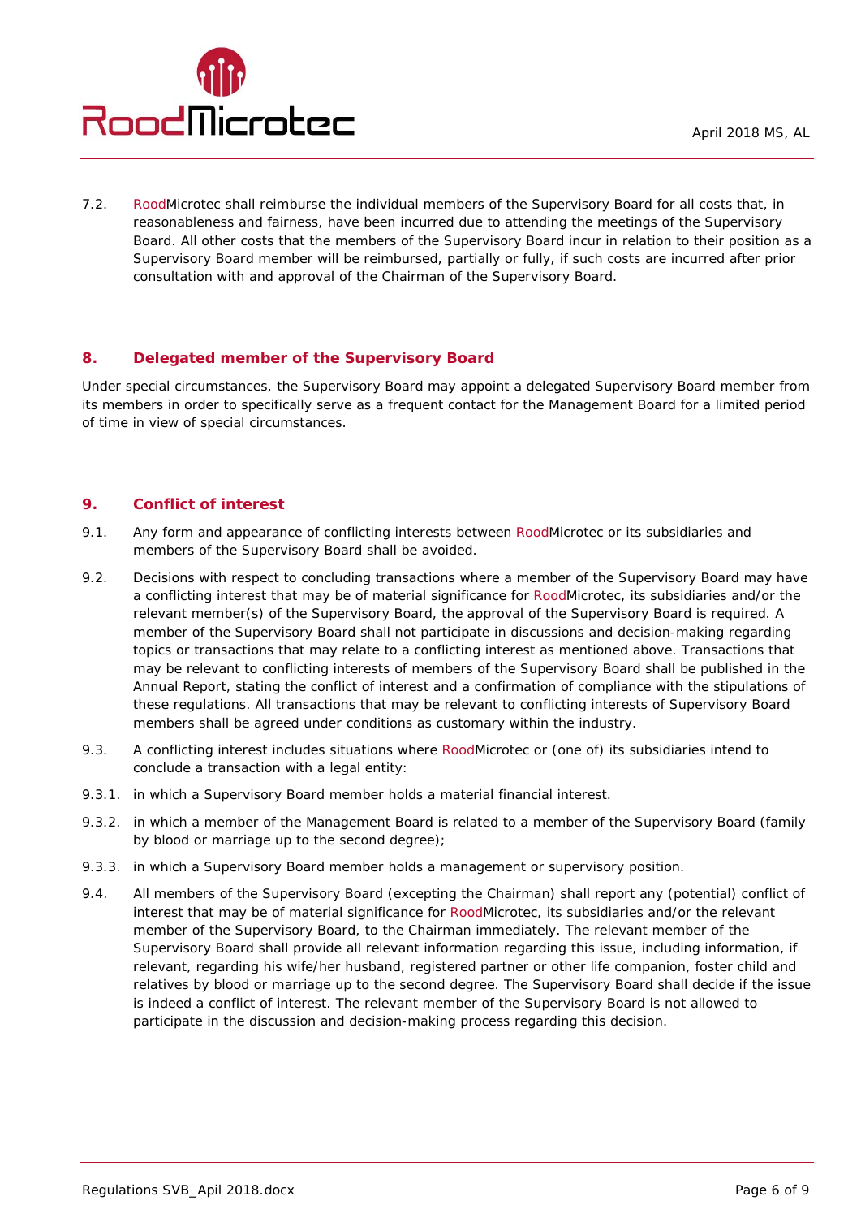7.2. RoodMicrotec shall reimburse the individual members of the Supervisory Board for all costs that, in reasonableness and fairness, have been incurred due to attending the meetings of the Supervisory Board. All other costs that the members of the Supervisory Board incur in relation to their position as a Supervisory Board member will be reimbursed, partially or fully, if such costs are incurred after prior consultation with and approval of the Chairman of the Supervisory Board.

## 8. Delegated member of the Supervisory Board

Under special circumstances, the Supervisory Board may appoint a delegated Supervisory Board member from its members in order to specifically serve as a frequent contact for the Management Board for a limited period of time in view of special circumstances.

## 9. Conflict of interest

9.1. Any form and appearance of conflicting interests between RoodMicrotec or its subsidiaries and members of the Supervisory Board shall be avoided.

9.2. Decisions with respect to concluding transactions where a member of the Supervisory Board may have a conflicting interest that may be of material significance for RoodMicrotec, its subsidiaries and/or the relevant member(s) of the Supervisory Board, the approval of the Supervisory Board is required. A member of the Supervisory Board shall not participate in discussions and decision-making regarding topics or transactions that may relate to a conflicting interest as mentioned above. Transactions that may be relevant to conflicting interests of members of the Supervisory Board shall be published in the Annual Report, stating the conflict of interest and a confirmation of compliance with the stipulations of these regulations. All transactions that may be relevant to conflicting interests of Supervisory Board members shall be agreed under conditions as customary within the industry.

9.3. A conflicting interest includes situations where RoodMicrotec or (one of) its subsidiaries intend to conclude a transaction with a legal entity:

9.3.1. in which a Supervisory Board member holds a material financial interest.

9.3.2. in which a member of the Management Board is related to a member of the Supervisory Board (family by blood or marriage up to the second degree);

9.3.3. in which a Supervisory Board member holds a management or supervisory position.

9.4. All members of the Supervisory Board (excepting the Chairman) shall report any (potential) conflict of interest that may be of material significance for RoodMicrotec, its subsidiaries and/or the relevant member of the Supervisory Board, to the Chairman immediately. The relevant member of the Supervisory Board shall provide all relevant information regarding this issue, including information, if relevant, regarding his wife/her husband, registered partner or other life companion, foster child and relatives by blood or marriage up to the second degree. The Supervisory Board shall decide if the issue is indeed a conflict of interest. The relevant member of the Supervisory Board is not allowed to participate in the discussion and decision-making process regarding this decision.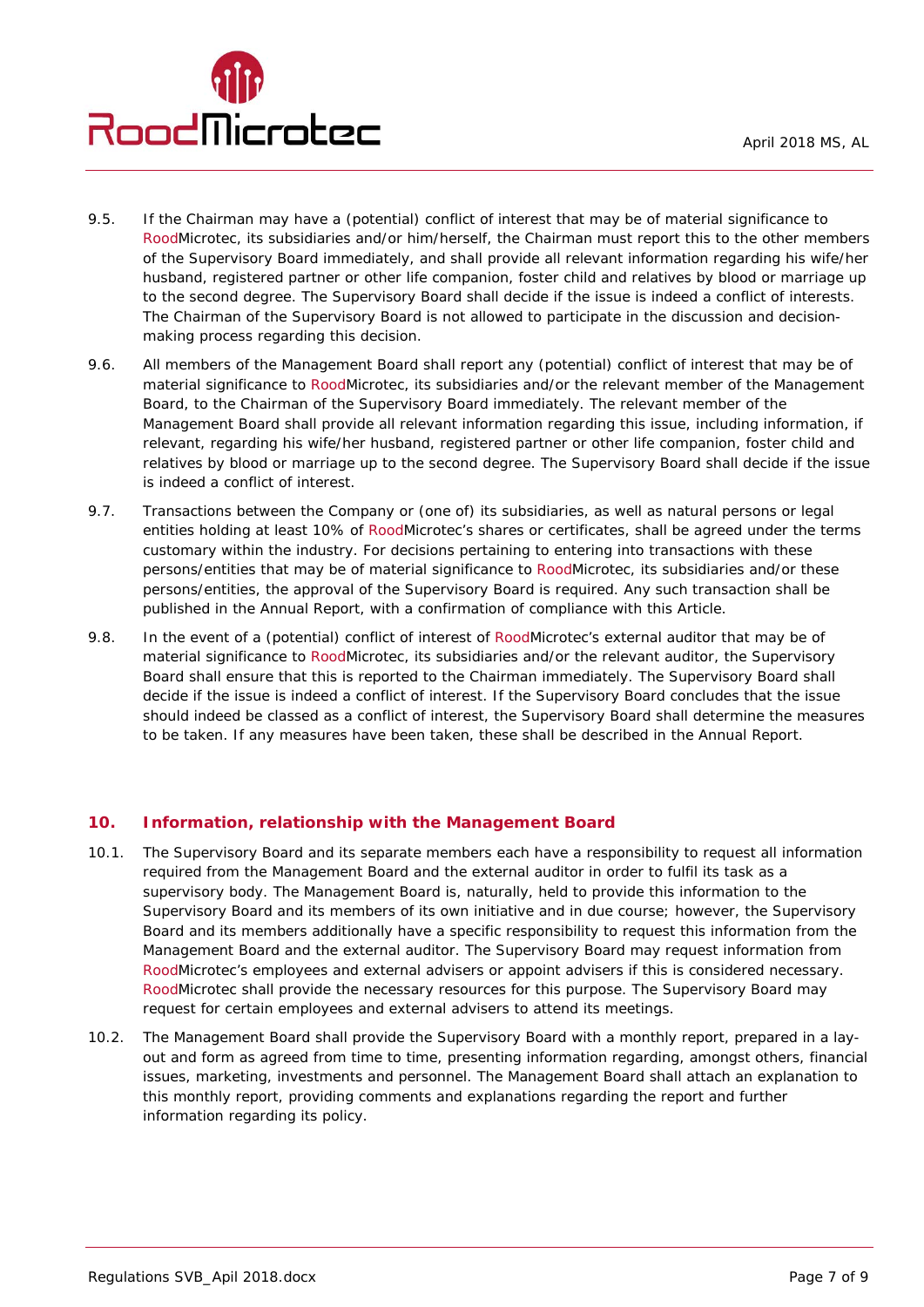9.5. If the Chairman may have a (potential) conflict of interest that may be of material significance to RoodMicrotec, its subsidiaries and/or him/herself, the Chairman must report this to the other members of the Supervisory Board immediately, and shall provide all relevant information regarding his wife/her husband, registered partner or other life companion, foster child and relatives by blood or marriage up to the second degree. The Supervisory Board shall decide if the issue is indeed a conflict of interests. The Chairman of the Supervisory Board is not allowed to participate in the discussion and decision-making process regarding this decision.

9.6. All members of the Management Board shall report any (potential) conflict of interest that may be of material significance to RoodMicrotec, its subsidiaries and/or the relevant member of the Management Board, to the Chairman of the Supervisory Board immediately. The relevant member of the Management Board shall provide all relevant information regarding this issue, including information, if relevant, regarding his wife/her husband, registered partner or other life companion, foster child and relatives by blood or marriage up to the second degree. The Supervisory Board shall decide if the issue is indeed a conflict of interest.

9.7. Transactions between the Company or (one of) its subsidiaries, as well as natural persons or legal entities holding at least 10% of RoodMicrotec's shares or certificates, shall be agreed under the terms customary within the industry. For decisions pertaining to entering into transactions with these persons/entities that may be of material significance to RoodMicrotec, its subsidiaries and/or these persons/entities, the approval of the Supervisory Board is required. Any such transaction shall be published in the Annual Report, with a confirmation of compliance with this Article.

9.8. In the event of a (potential) conflict of interest of RoodMicrotec's external auditor that may be of material significance to RoodMicrotec, its subsidiaries and/or the relevant auditor, the Supervisory Board shall ensure that this is reported to the Chairman immediately. The Supervisory Board shall decide if the issue is indeed a conflict of interest. If the Supervisory Board concludes that the issue should indeed be classed as a conflict of interest, the Supervisory Board shall determine the measures to be taken. If any measures have been taken, these shall be described in the Annual Report.

## 10. Information, relationship with the Management Board

10.1. The Supervisory Board and its separate members each have a responsibility to request all information required from the Management Board and the external auditor in order to fulfil its task as a supervisory body. The Management Board is, naturally, held to provide this information to the Supervisory Board and its members of its own initiative and in due course; however, the Supervisory Board and its members additionally have a specific responsibility to request this information from the Management Board and the external auditor. The Supervisory Board may request information from RoodMicrotec's employees and external advisers or appoint advisers if this is considered necessary. RoodMicrotec shall provide the necessary resources for this purpose. The Supervisory Board may request for certain employees and external advisers to attend its meetings.

10.2. The Management Board shall provide the Supervisory Board with a monthly report, prepared in a lay-out and form as agreed from time to time, presenting information regarding, amongst others, financial issues, marketing, investments and personnel. The Management Board shall attach an explanation to this monthly report, providing comments and explanations regarding the report and further information regarding its policy.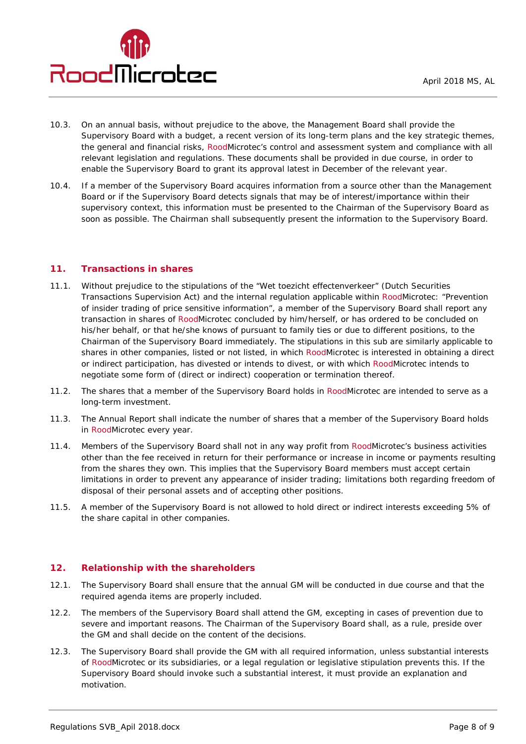10.3. On an annual basis, without prejudice to the above, the Management Board shall provide the Supervisory Board with a budget, a recent version of its long-term plans and the key strategic themes, the general and financial risks, RoodMicrotec's control and assessment system and compliance with all relevant legislation and regulations. These documents shall be provided in due course, in order to enable the Supervisory Board to grant its approval latest in December of the relevant year.

10.4. If a member of the Supervisory Board acquires information from a source other than the Management Board or if the Supervisory Board detects signals that may be of interest/importance within their supervisory context, this information must be presented to the Chairman of the Supervisory Board as soon as possible. The Chairman shall subsequently present the information to the Supervisory Board.

## 11. Transactions in shares

11.1. Without prejudice to the stipulations of the "Wet toezicht effectenverkeer" (Dutch Securities Transactions Supervision Act) and the internal regulation applicable within RoodMicrotec: "Prevention of insider trading of price sensitive information", a member of the Supervisory Board shall report any transaction in shares of RoodMicrotec concluded by him/herself, or has ordered to be concluded on his/her behalf, or that he/she knows of pursuant to family ties or due to different positions, to the Chairman of the Supervisory Board immediately. The stipulations in this sub are similarly applicable to shares in other companies, listed or not listed, in which RoodMicrotec is interested in obtaining a direct or indirect participation, has divested or intends to divest, or with which RoodMicrotec intends to negotiate some form of (direct or indirect) cooperation or termination thereof.

11.2. The shares that a member of the Supervisory Board holds in RoodMicrotec are intended to serve as a long-term investment.

11.3. The Annual Report shall indicate the number of shares that a member of the Supervisory Board holds in RoodMicrotec every year.

11.4. Members of the Supervisory Board shall not in any way profit from RoodMicrotec's business activities other than the fee received in return for their performance or increase in income or payments resulting from the shares they own. This implies that the Supervisory Board members must accept certain limitations in order to prevent any appearance of insider trading; limitations both regarding freedom of disposal of their personal assets and of accepting other positions.

11.5. A member of the Supervisory Board is not allowed to hold direct or indirect interests exceeding 5% of the share capital in other companies.

## 12. Relationship with the shareholders

12.1. The Supervisory Board shall ensure that the annual GM will be conducted in due course and that the required agenda items are properly included.

12.2. The members of the Supervisory Board shall attend the GM, excepting in cases of prevention due to severe and important reasons. The Chairman of the Supervisory Board shall, as a rule, preside over the GM and shall decide on the content of the decisions.

12.3. The Supervisory Board shall provide the GM with all required information, unless substantial interests of RoodMicrotec or its subsidiaries, or a legal regulation or legislative stipulation prevents this. If the Supervisory Board should invoke such a substantial interest, it must provide an explanation and motivation.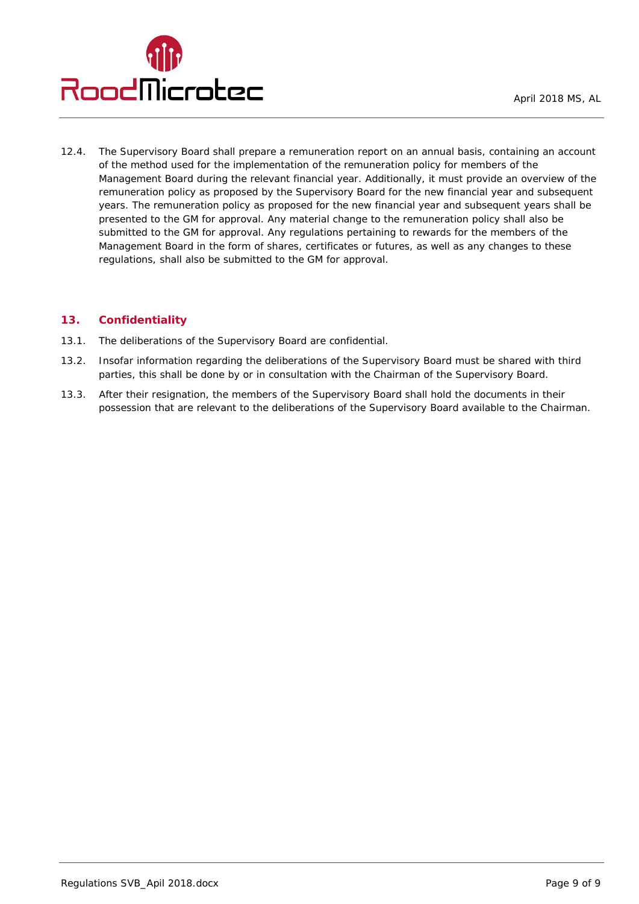12.4. The Supervisory Board shall prepare a remuneration report on an annual basis, containing an account of the method used for the implementation of the remuneration policy for members of the Management Board during the relevant financial year. Additionally, it must provide an overview of the remuneration policy as proposed by the Supervisory Board for the new financial year and subsequent years. The remuneration policy as proposed for the new financial year and subsequent years shall be presented to the GM for approval. Any material change to the remuneration policy shall also be submitted to the GM for approval. Any regulations pertaining to rewards for the members of the Management Board in the form of shares, certificates or futures, as well as any changes to these regulations, shall also be submitted to the GM for approval.

## 13. Confidentiality

13.1. The deliberations of the Supervisory Board are confidential.

13.2. Insofar information regarding the deliberations of the Supervisory Board must be shared with third parties, this shall be done by or in consultation with the Chairman of the Supervisory Board.

13.3. After their resignation, the members of the Supervisory Board shall hold the documents in their possession that are relevant to the deliberations of the Supervisory Board available to the Chairman.